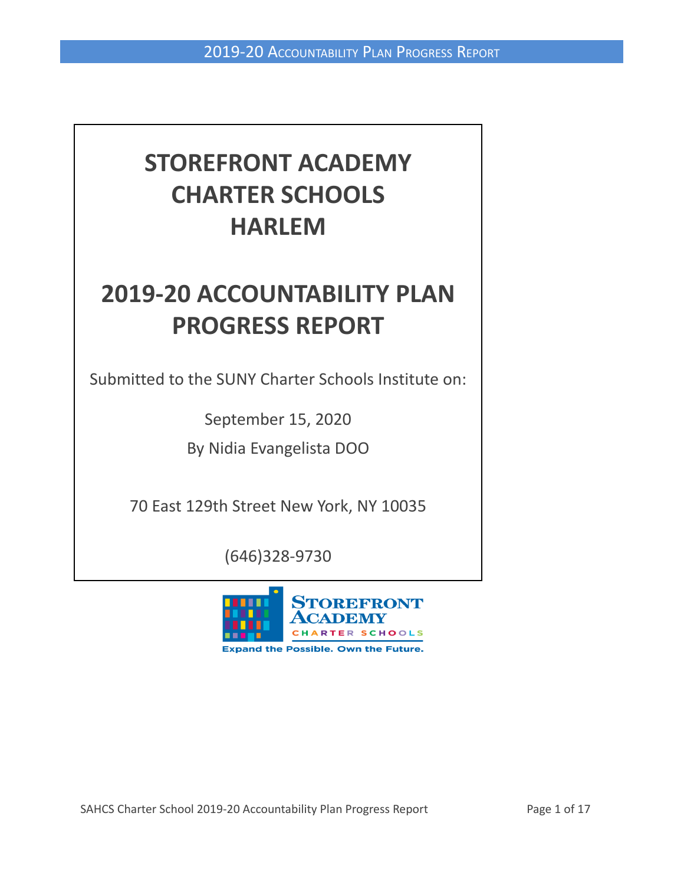# STOREFRONT ACADEMY CHARTER SCHOOLS HARLEM

# 2019-20 ACCOUNTABILITY PLAN PROGRESS REPORT

Submitted to the SUNY Charter Schools Institute on:

September 15, 2020

By Nidia Evangelista DOO

70 East 129th Street New York, NY 10035

(646)328-9730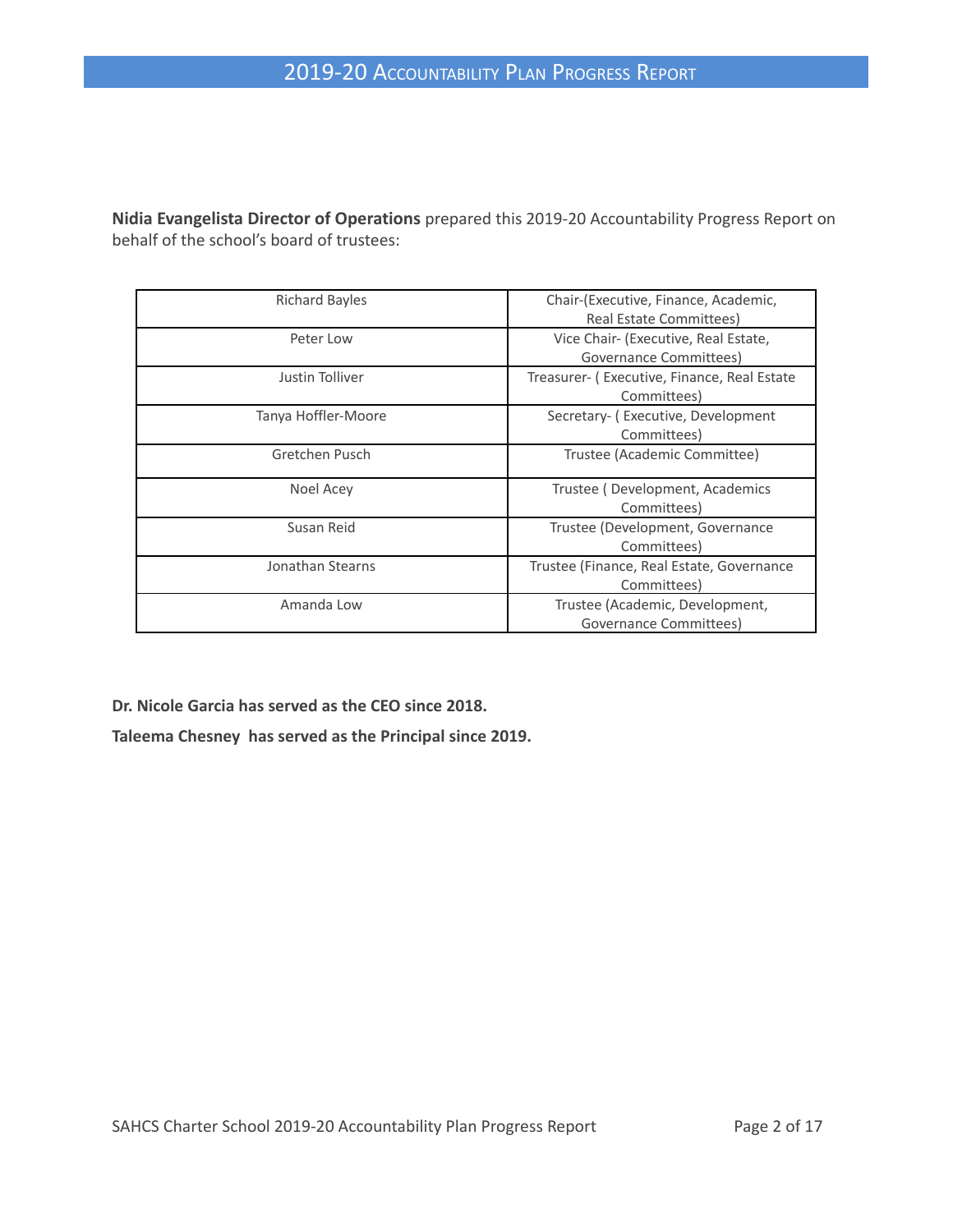**Nidia Evangelista Director of Operations** prepared this 2019-20 Accountability Progress Report on behalf of the school's board of trustees:

| | |
|---|---|
| Richard Bayles | Chair-(Executive, Finance, Academic, Real Estate Committees) |
| Peter Low | Vice Chair- (Executive, Real Estate, Governance Committees) |
| Justin Tolliver | Treasurer- ( Executive, Finance, Real Estate Committees) |
| Tanya Hoffler-Moore | Secretary- ( Executive, Development Committees) |
| Gretchen Pusch | Trustee (Academic Committee) |
| Noel Acey | Trustee ( Development, Academics Committees) |
| Susan Reid | Trustee (Development, Governance Committees) |
| Jonathan Stearns | Trustee (Finance, Real Estate, Governance Committees) |
| Amanda Low | Trustee (Academic, Development, Governance Committees) |

**Dr. Nicole Garcia has served as the CEO since 2018.**

**Taleema Chesney has served as the Principal since 2019.**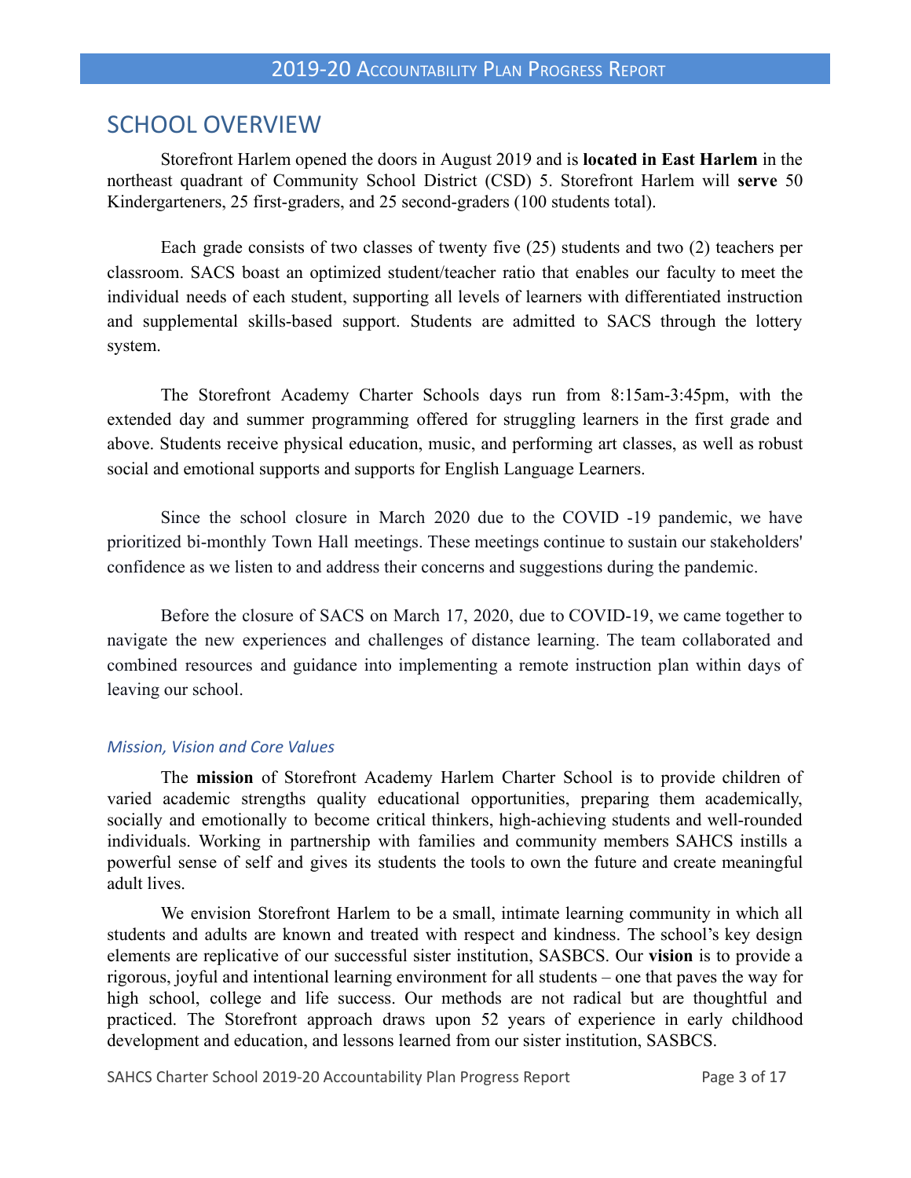# SCHOOL OVERVIEW

Storefront Harlem opened the doors in August 2019 and is **located in East Harlem** in the northeast quadrant of Community School District (CSD) 5. Storefront Harlem will **serve** 50 Kindergarteners, 25 first-graders, and 25 second-graders (100 students total).

Each grade consists of two classes of twenty five (25) students and two (2) teachers per classroom. SACS boast an optimized student/teacher ratio that enables our faculty to meet the individual needs of each student, supporting all levels of learners with differentiated instruction and supplemental skills-based support. Students are admitted to SACS through the lottery system.

The Storefront Academy Charter Schools days run from 8:15am-3:45pm, with the extended day and summer programming offered for struggling learners in the first grade and above. Students receive physical education, music, and performing art classes, as well as robust social and emotional supports and supports for English Language Learners.

Since the school closure in March 2020 due to the COVID -19 pandemic, we have prioritized bi-monthly Town Hall meetings. These meetings continue to sustain our stakeholders' confidence as we listen to and address their concerns and suggestions during the pandemic.

Before the closure of SACS on March 17, 2020, due to COVID-19, we came together to navigate the new experiences and challenges of distance learning. The team collaborated and combined resources and guidance into implementing a remote instruction plan within days of leaving our school.

## *Mission, Vision and Core Values*

The **mission** of Storefront Academy Harlem Charter School is to provide children of varied academic strengths quality educational opportunities, preparing them academically, socially and emotionally to become critical thinkers, high-achieving students and well-rounded individuals. Working in partnership with families and community members SAHCS instills a powerful sense of self and gives its students the tools to own the future and create meaningful adult lives.

We envision Storefront Harlem to be a small, intimate learning community in which all students and adults are known and treated with respect and kindness. The school's key design elements are replicative of our successful sister institution, SASBCS. Our **vision** is to provide a rigorous, joyful and intentional learning environment for all students – one that paves the way for high school, college and life success. Our methods are not radical but are thoughtful and practiced. The Storefront approach draws upon 52 years of experience in early childhood development and education, and lessons learned from our sister institution, SASBCS.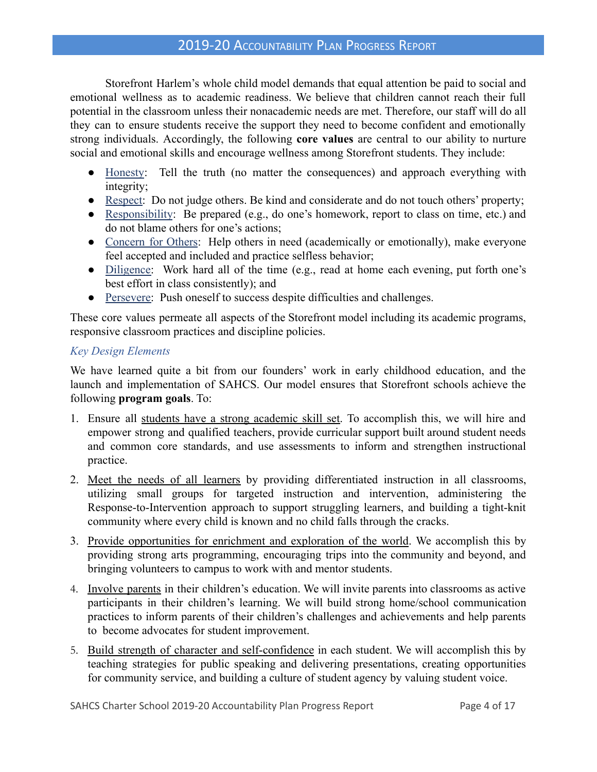Storefront Harlem's whole child model demands that equal attention be paid to social and emotional wellness as to academic readiness. We believe that children cannot reach their full potential in the classroom unless their nonacademic needs are met. Therefore, our staff will do all they can to ensure students receive the support they need to become confident and emotionally strong individuals. Accordingly, the following **core values** are central to our ability to nurture social and emotional skills and encourage wellness among Storefront students. They include:

- Honesty: Tell the truth (no matter the consequences) and approach everything with integrity;
- Respect: Do not judge others. Be kind and considerate and do not touch others' property;
- Responsibility: Be prepared (e.g., do one's homework, report to class on time, etc.) and do not blame others for one's actions;
- Concern for Others: Help others in need (academically or emotionally), make everyone feel accepted and included and practice selfless behavior;
- Diligence: Work hard all of the time (e.g., read at home each evening, put forth one's best effort in class consistently); and
- Persevere: Push oneself to success despite difficulties and challenges.

These core values permeate all aspects of the Storefront model including its academic programs, responsive classroom practices and discipline policies.

*Key Design Elements*

We have learned quite a bit from our founders' work in early childhood education, and the launch and implementation of SAHCS. Our model ensures that Storefront schools achieve the following **program goals**. To:

1. Ensure all students have a strong academic skill set. To accomplish this, we will hire and empower strong and qualified teachers, provide curricular support built around student needs and common core standards, and use assessments to inform and strengthen instructional practice.
2. Meet the needs of all learners by providing differentiated instruction in all classrooms, utilizing small groups for targeted instruction and intervention, administering the Response-to-Intervention approach to support struggling learners, and building a tight-knit community where every child is known and no child falls through the cracks.
3. Provide opportunities for enrichment and exploration of the world. We accomplish this by providing strong arts programming, encouraging trips into the community and beyond, and bringing volunteers to campus to work with and mentor students.
4. Involve parents in their children's education. We will invite parents into classrooms as active participants in their children's learning. We will build strong home/school communication practices to inform parents of their children's challenges and achievements and help parents to become advocates for student improvement.
5. Build strength of character and self-confidence in each student. We will accomplish this by teaching strategies for public speaking and delivering presentations, creating opportunities for community service, and building a culture of student agency by valuing student voice.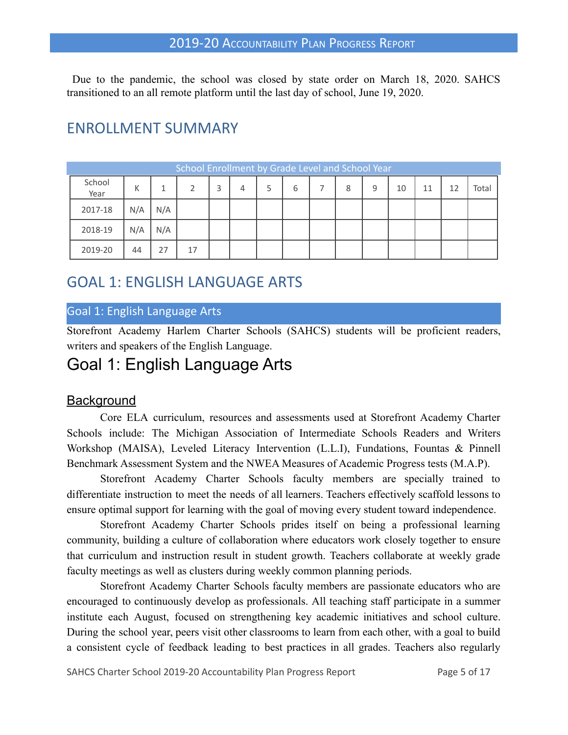Due to the pandemic, the school was closed by state order on March 18, 2020. SAHCS transitioned to an all remote platform until the last day of school, June 19, 2020.

## ENROLLMENT SUMMARY

School Enrollment by Grade Level and School Year

| School Year | K | 1 | 2 | 3 | 4 | 5 | 6 | 7 | 8 | 9 | 10 | 11 | 12 | Total |
|---|---|---|---|---|---|---|---|---|---|---|---|---|---|---|
| 2017-18 | N/A | N/A | | | | | | | | | | | | |
| 2018-19 | N/A | N/A | | | | | | | | | | | | |
| 2019-20 | 44 | 27 | 17 | | | | | | | | | | | |

## GOAL 1: ENGLISH LANGUAGE ARTS

### Goal 1: English Language Arts

Storefront Academy Harlem Charter Schools (SAHCS) students will be proficient readers, writers and speakers of the English Language.

# Goal 1: English Language Arts

### Background

Core ELA curriculum, resources and assessments used at Storefront Academy Charter Schools include: The Michigan Association of Intermediate Schools Readers and Writers Workshop (MAISA), Leveled Literacy Intervention (L.L.I), Fundations, Fountas & Pinnell Benchmark Assessment System and the NWEA Measures of Academic Progress tests (M.A.P).

Storefront Academy Charter Schools faculty members are specially trained to differentiate instruction to meet the needs of all learners. Teachers effectively scaffold lessons to ensure optimal support for learning with the goal of moving every student toward independence.

Storefront Academy Charter Schools prides itself on being a professional learning community, building a culture of collaboration where educators work closely together to ensure that curriculum and instruction result in student growth. Teachers collaborate at weekly grade faculty meetings as well as clusters during weekly common planning periods.

Storefront Academy Charter Schools faculty members are passionate educators who are encouraged to continuously develop as professionals. All teaching staff participate in a summer institute each August, focused on strengthening key academic initiatives and school culture. During the school year, peers visit other classrooms to learn from each other, with a goal to build a consistent cycle of feedback leading to best practices in all grades. Teachers also regularly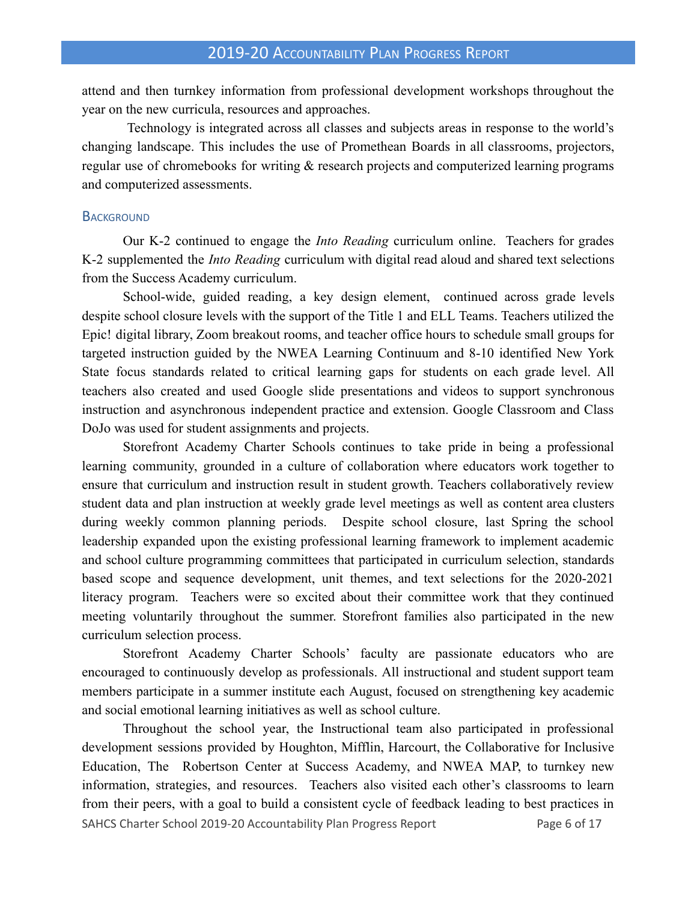attend and then turnkey information from professional development workshops throughout the year on the new curricula, resources and approaches.

Technology is integrated across all classes and subjects areas in response to the world's changing landscape. This includes the use of Promethean Boards in all classrooms, projectors, regular use of chromebooks for writing & research projects and computerized learning programs and computerized assessments.

### Background

Our K-2 continued to engage the *Into Reading* curriculum online. Teachers for grades K-2 supplemented the *Into Reading* curriculum with digital read aloud and shared text selections from the Success Academy curriculum.

School-wide, guided reading, a key design element, continued across grade levels despite school closure levels with the support of the Title 1 and ELL Teams. Teachers utilized the Epic! digital library, Zoom breakout rooms, and teacher office hours to schedule small groups for targeted instruction guided by the NWEA Learning Continuum and 8-10 identified New York State focus standards related to critical learning gaps for students on each grade level. All teachers also created and used Google slide presentations and videos to support synchronous instruction and asynchronous independent practice and extension. Google Classroom and Class DoJo was used for student assignments and projects.

Storefront Academy Charter Schools continues to take pride in being a professional learning community, grounded in a culture of collaboration where educators work together to ensure that curriculum and instruction result in student growth. Teachers collaboratively review student data and plan instruction at weekly grade level meetings as well as content area clusters during weekly common planning periods. Despite school closure, last Spring the school leadership expanded upon the existing professional learning framework to implement academic and school culture programming committees that participated in curriculum selection, standards based scope and sequence development, unit themes, and text selections for the 2020-2021 literacy program. Teachers were so excited about their committee work that they continued meeting voluntarily throughout the summer. Storefront families also participated in the new curriculum selection process.

Storefront Academy Charter Schools' faculty are passionate educators who are encouraged to continuously develop as professionals. All instructional and student support team members participate in a summer institute each August, focused on strengthening key academic and social emotional learning initiatives as well as school culture.

Throughout the school year, the Instructional team also participated in professional development sessions provided by Houghton, Mifflin, Harcourt, the Collaborative for Inclusive Education, The Robertson Center at Success Academy, and NWEA MAP, to turnkey new information, strategies, and resources. Teachers also visited each other's classrooms to learn from their peers, with a goal to build a consistent cycle of feedback leading to best practices in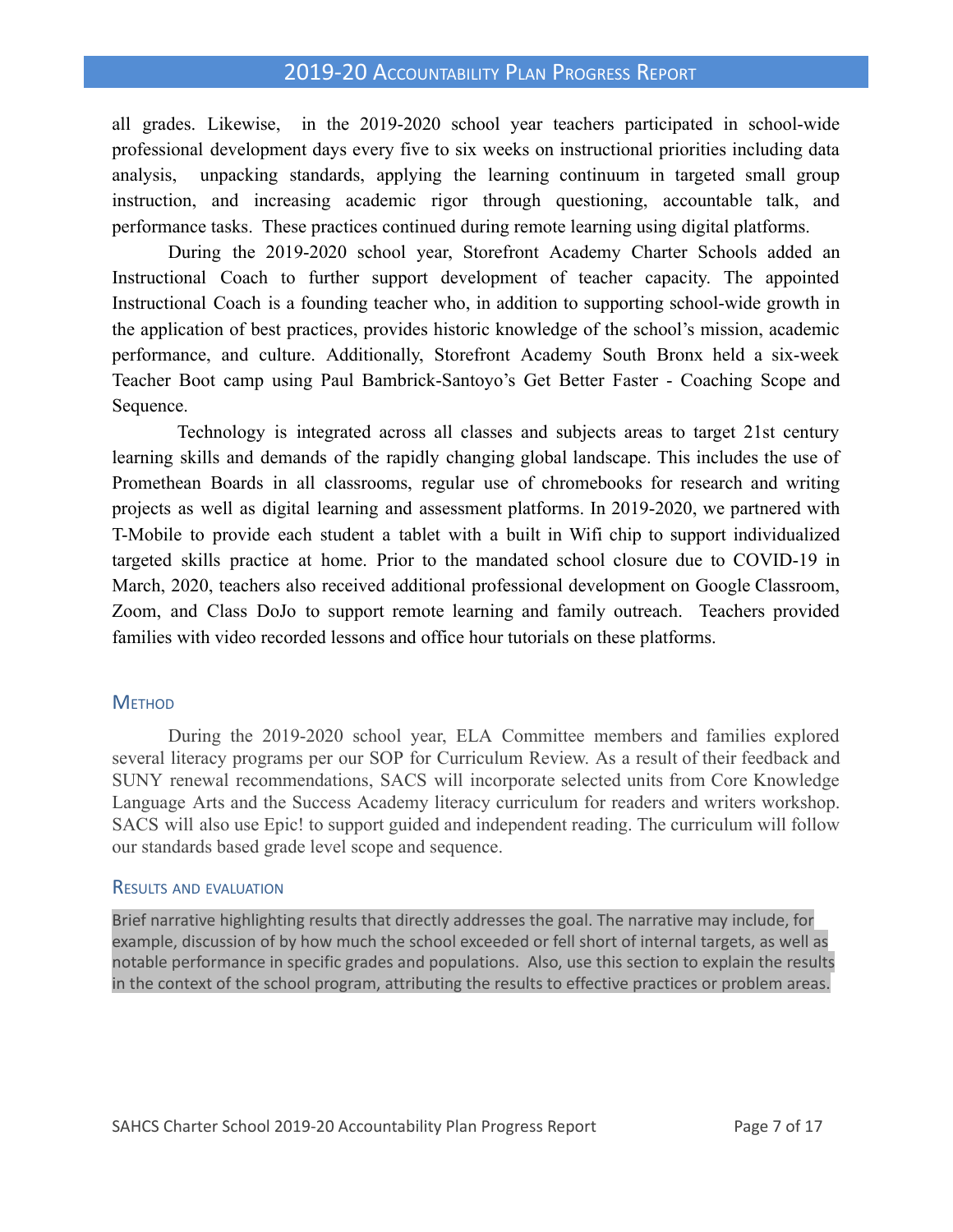all grades. Likewise, in the 2019-2020 school year teachers participated in school-wide professional development days every five to six weeks on instructional priorities including data analysis, unpacking standards, applying the learning continuum in targeted small group instruction, and increasing academic rigor through questioning, accountable talk, and performance tasks. These practices continued during remote learning using digital platforms.

During the 2019-2020 school year, Storefront Academy Charter Schools added an Instructional Coach to further support development of teacher capacity. The appointed Instructional Coach is a founding teacher who, in addition to supporting school-wide growth in the application of best practices, provides historic knowledge of the school's mission, academic performance, and culture. Additionally, Storefront Academy South Bronx held a six-week Teacher Boot camp using Paul Bambrick-Santoyo's Get Better Faster - Coaching Scope and Sequence.

Technology is integrated across all classes and subjects areas to target 21st century learning skills and demands of the rapidly changing global landscape. This includes the use of Promethean Boards in all classrooms, regular use of chromebooks for research and writing projects as well as digital learning and assessment platforms. In 2019-2020, we partnered with T-Mobile to provide each student a tablet with a built in Wifi chip to support individualized targeted skills practice at home. Prior to the mandated school closure due to COVID-19 in March, 2020, teachers also received additional professional development on Google Classroom, Zoom, and Class DoJo to support remote learning and family outreach. Teachers provided families with video recorded lessons and office hour tutorials on these platforms.

### Method

During the 2019-2020 school year, ELA Committee members and families explored several literacy programs per our SOP for Curriculum Review. As a result of their feedback and SUNY renewal recommendations, SACS will incorporate selected units from Core Knowledge Language Arts and the Success Academy literacy curriculum for readers and writers workshop. SACS will also use Epic! to support guided and independent reading. The curriculum will follow our standards based grade level scope and sequence.

### Results and evaluation

Brief narrative highlighting results that directly addresses the goal. The narrative may include, for example, discussion of by how much the school exceeded or fell short of internal targets, as well as notable performance in specific grades and populations. Also, use this section to explain the results in the context of the school program, attributing the results to effective practices or problem areas.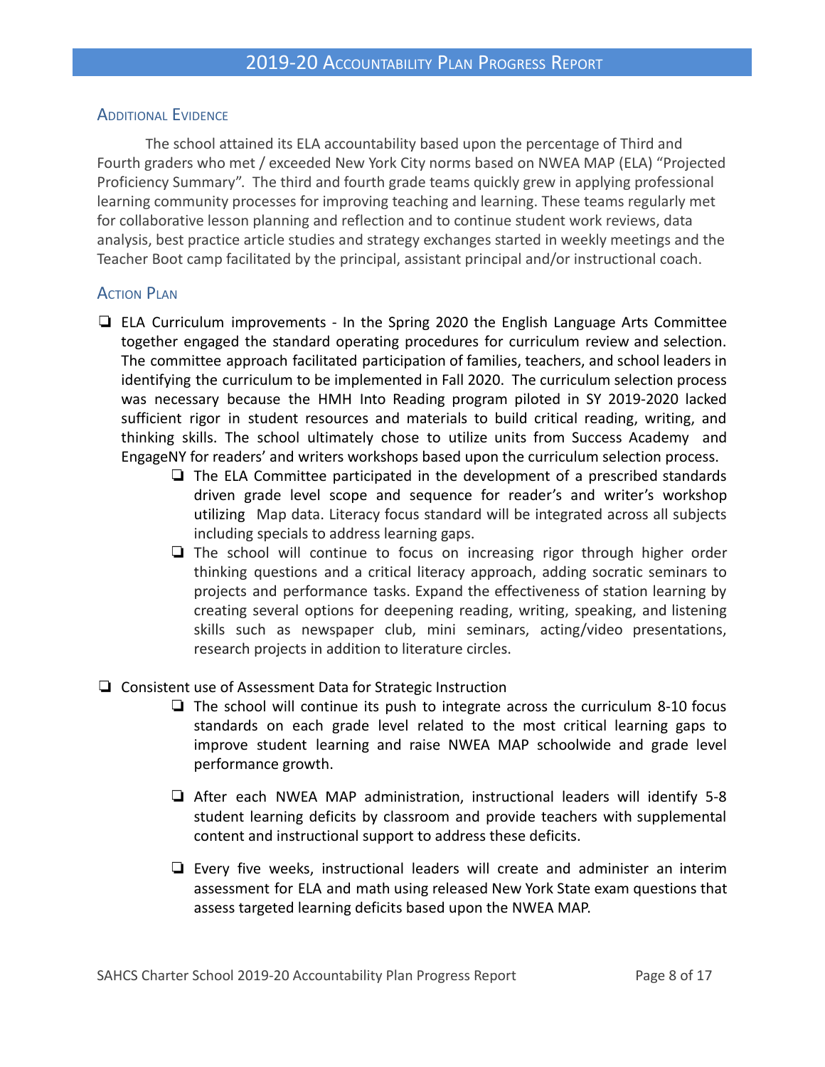## Additional Evidence

The school attained its ELA accountability based upon the percentage of Third and Fourth graders who met / exceeded New York City norms based on NWEA MAP (ELA) "Projected Proficiency Summary". The third and fourth grade teams quickly grew in applying professional learning community processes for improving teaching and learning. These teams regularly met for collaborative lesson planning and reflection and to continue student work reviews, data analysis, best practice article studies and strategy exchanges started in weekly meetings and the Teacher Boot camp facilitated by the principal, assistant principal and/or instructional coach.

## Action Plan

- ELA Curriculum improvements - In the Spring 2020 the English Language Arts Committee together engaged the standard operating procedures for curriculum review and selection. The committee approach facilitated participation of families, teachers, and school leaders in identifying the curriculum to be implemented in Fall 2020. The curriculum selection process was necessary because the HMH Into Reading program piloted in SY 2019-2020 lacked sufficient rigor in student resources and materials to build critical reading, writing, and thinking skills. The school ultimately chose to utilize units from Success Academy and EngageNY for readers' and writers workshops based upon the curriculum selection process.
  - The ELA Committee participated in the development of a prescribed standards driven grade level scope and sequence for reader's and writer's workshop utilizing Map data. Literacy focus standard will be integrated across all subjects including specials to address learning gaps.
  - The school will continue to focus on increasing rigor through higher order thinking questions and a critical literacy approach, adding socratic seminars to projects and performance tasks. Expand the effectiveness of station learning by creating several options for deepening reading, writing, speaking, and listening skills such as newspaper club, mini seminars, acting/video presentations, research projects in addition to literature circles.

- Consistent use of Assessment Data for Strategic Instruction
  - The school will continue its push to integrate across the curriculum 8-10 focus standards on each grade level related to the most critical learning gaps to improve student learning and raise NWEA MAP schoolwide and grade level performance growth.
  - After each NWEA MAP administration, instructional leaders will identify 5-8 student learning deficits by classroom and provide teachers with supplemental content and instructional support to address these deficits.
  - Every five weeks, instructional leaders will create and administer an interim assessment for ELA and math using released New York State exam questions that assess targeted learning deficits based upon the NWEA MAP.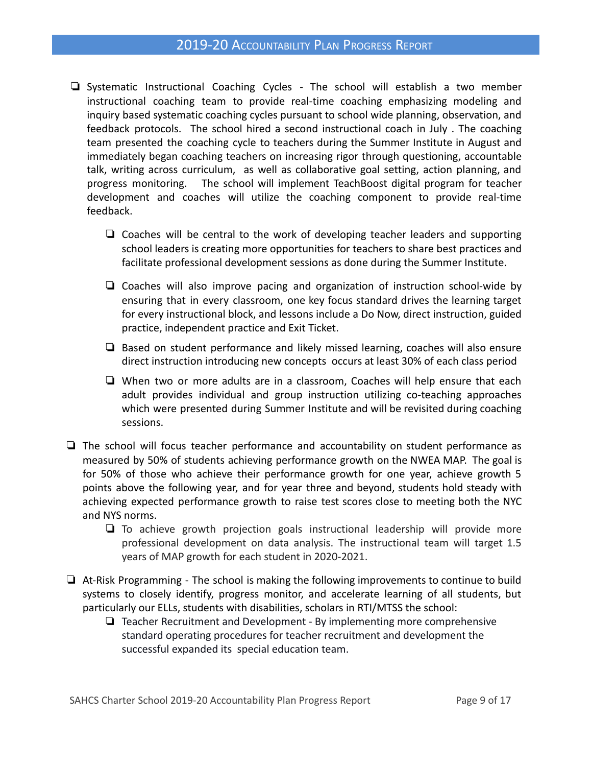- Systematic Instructional Coaching Cycles - The school will establish a two member instructional coaching team to provide real-time coaching emphasizing modeling and inquiry based systematic coaching cycles pursuant to school wide planning, observation, and feedback protocols. The school hired a second instructional coach in July . The coaching team presented the coaching cycle to teachers during the Summer Institute in August and immediately began coaching teachers on increasing rigor through questioning, accountable talk, writing across curriculum, as well as collaborative goal setting, action planning, and progress monitoring. The school will implement TeachBoost digital program for teacher development and coaches will utilize the coaching component to provide real-time feedback.
    - Coaches will be central to the work of developing teacher leaders and supporting school leaders is creating more opportunities for teachers to share best practices and facilitate professional development sessions as done during the Summer Institute.
    - Coaches will also improve pacing and organization of instruction school-wide by ensuring that in every classroom, one key focus standard drives the learning target for every instructional block, and lessons include a Do Now, direct instruction, guided practice, independent practice and Exit Ticket.
    - Based on student performance and likely missed learning, coaches will also ensure direct instruction introducing new concepts occurs at least 30% of each class period
    - When two or more adults are in a classroom, Coaches will help ensure that each adult provides individual and group instruction utilizing co-teaching approaches which were presented during Summer Institute and will be revisited during coaching sessions.
- The school will focus teacher performance and accountability on student performance as measured by 50% of students achieving performance growth on the NWEA MAP. The goal is for 50% of those who achieve their performance growth for one year, achieve growth 5 points above the following year, and for year three and beyond, students hold steady with achieving expected performance growth to raise test scores close to meeting both the NYC and NYS norms.
    - To achieve growth projection goals instructional leadership will provide more professional development on data analysis. The instructional team will target 1.5 years of MAP growth for each student in 2020-2021.
- At-Risk Programming - The school is making the following improvements to continue to build systems to closely identify, progress monitor, and accelerate learning of all students, but particularly our ELLs, students with disabilities, scholars in RTI/MTSS the school:
    - Teacher Recruitment and Development - By implementing more comprehensive standard operating procedures for teacher recruitment and development the successful expanded its special education team.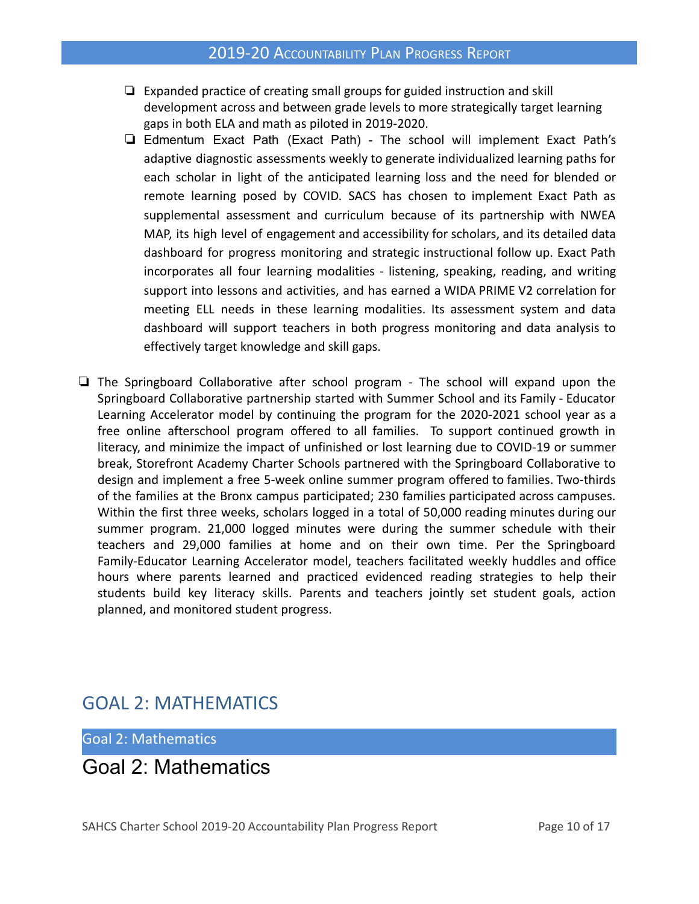- Expanded practice of creating small groups for guided instruction and skill development across and between grade levels to more strategically target learning gaps in both ELA and math as piloted in 2019-2020.
- Edmentum Exact Path (Exact Path) - The school will implement Exact Path's adaptive diagnostic assessments weekly to generate individualized learning paths for each scholar in light of the anticipated learning loss and the need for blended or remote learning posed by COVID. SACS has chosen to implement Exact Path as supplemental assessment and curriculum because of its partnership with NWEA MAP, its high level of engagement and accessibility for scholars, and its detailed data dashboard for progress monitoring and strategic instructional follow up. Exact Path incorporates all four learning modalities - listening, speaking, reading, and writing support into lessons and activities, and has earned a WIDA PRIME V2 correlation for meeting ELL needs in these learning modalities. Its assessment system and data dashboard will support teachers in both progress monitoring and data analysis to effectively target knowledge and skill gaps.

- The Springboard Collaborative after school program - The school will expand upon the Springboard Collaborative partnership started with Summer School and its Family - Educator Learning Accelerator model by continuing the program for the 2020-2021 school year as a free online afterschool program offered to all families. To support continued growth in literacy, and minimize the impact of unfinished or lost learning due to COVID-19 or summer break, Storefront Academy Charter Schools partnered with the Springboard Collaborative to design and implement a free 5-week online summer program offered to families. Two-thirds of the families at the Bronx campus participated; 230 families participated across campuses. Within the first three weeks, scholars logged in a total of 50,000 reading minutes during our summer program. 21,000 logged minutes were during the summer schedule with their teachers and 29,000 families at home and on their own time. Per the Springboard Family-Educator Learning Accelerator model, teachers facilitated weekly huddles and office hours where parents learned and practiced evidenced reading strategies to help their students build key literacy skills. Parents and teachers jointly set student goals, action planned, and monitored student progress.

## GOAL 2: MATHEMATICS

### Goal 2: Mathematics

# Goal 2: Mathematics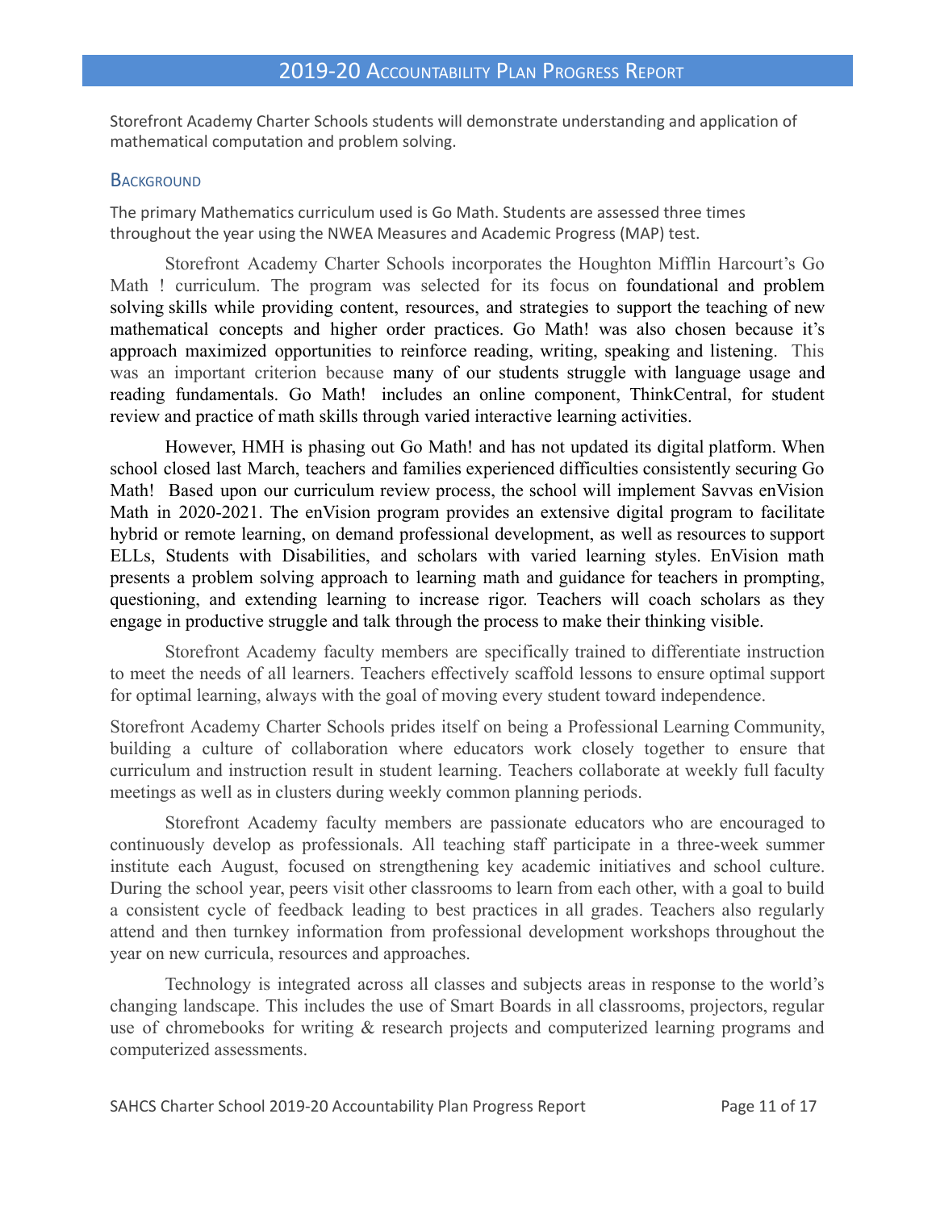Storefront Academy Charter Schools students will demonstrate understanding and application of mathematical computation and problem solving.

## Background

The primary Mathematics curriculum used is Go Math. Students are assessed three times throughout the year using the NWEA Measures and Academic Progress (MAP) test.

Storefront Academy Charter Schools incorporates the Houghton Mifflin Harcourt's Go Math ! curriculum. The program was selected for its focus on foundational and problem solving skills while providing content, resources, and strategies to support the teaching of new mathematical concepts and higher order practices. Go Math! was also chosen because it's approach maximized opportunities to reinforce reading, writing, speaking and listening. This was an important criterion because many of our students struggle with language usage and reading fundamentals. Go Math! includes an online component, ThinkCentral, for student review and practice of math skills through varied interactive learning activities.

However, HMH is phasing out Go Math! and has not updated its digital platform. When school closed last March, teachers and families experienced difficulties consistently securing Go Math! Based upon our curriculum review process, the school will implement Savvas enVision Math in 2020-2021. The enVision program provides an extensive digital program to facilitate hybrid or remote learning, on demand professional development, as well as resources to support ELLs, Students with Disabilities, and scholars with varied learning styles. EnVision math presents a problem solving approach to learning math and guidance for teachers in prompting, questioning, and extending learning to increase rigor. Teachers will coach scholars as they engage in productive struggle and talk through the process to make their thinking visible.

Storefront Academy faculty members are specifically trained to differentiate instruction to meet the needs of all learners. Teachers effectively scaffold lessons to ensure optimal support for optimal learning, always with the goal of moving every student toward independence.

Storefront Academy Charter Schools prides itself on being a Professional Learning Community, building a culture of collaboration where educators work closely together to ensure that curriculum and instruction result in student learning. Teachers collaborate at weekly full faculty meetings as well as in clusters during weekly common planning periods.

Storefront Academy faculty members are passionate educators who are encouraged to continuously develop as professionals. All teaching staff participate in a three-week summer institute each August, focused on strengthening key academic initiatives and school culture. During the school year, peers visit other classrooms to learn from each other, with a goal to build a consistent cycle of feedback leading to best practices in all grades. Teachers also regularly attend and then turnkey information from professional development workshops throughout the year on new curricula, resources and approaches.

Technology is integrated across all classes and subjects areas in response to the world's changing landscape. This includes the use of Smart Boards in all classrooms, projectors, regular use of chromebooks for writing & research projects and computerized learning programs and computerized assessments.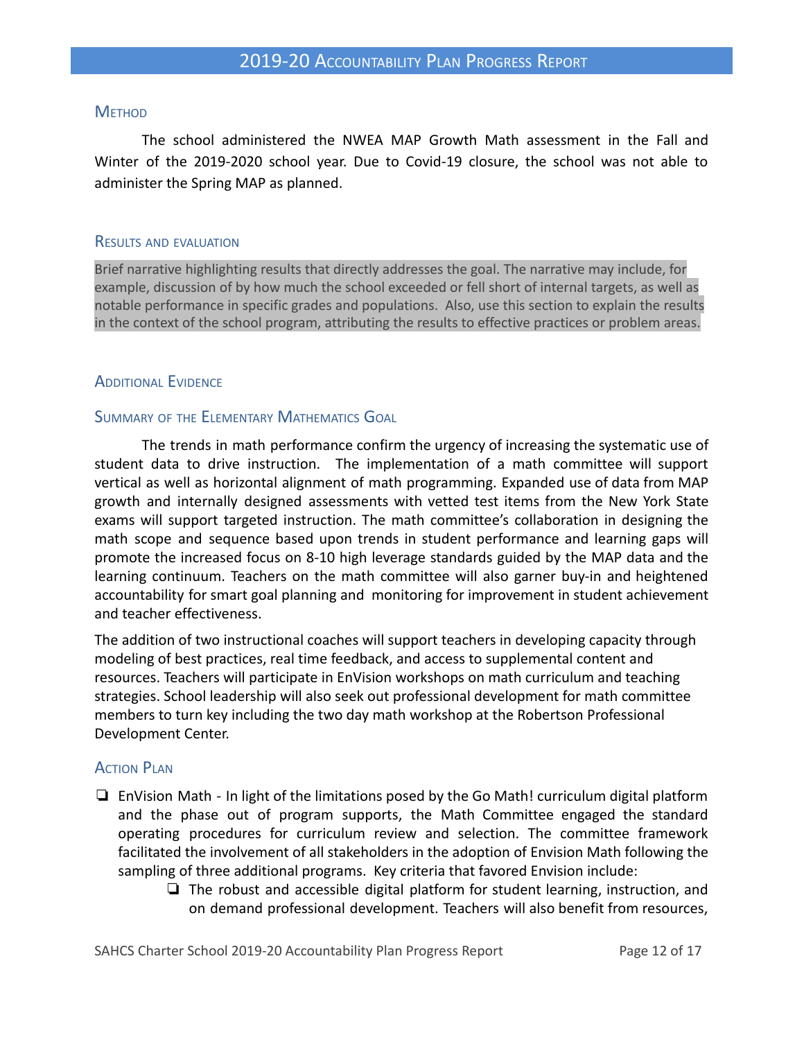### Method

The school administered the NWEA MAP Growth Math assessment in the Fall and Winter of the 2019-2020 school year. Due to Covid-19 closure, the school was not able to administer the Spring MAP as planned.

### Results and evaluation

Brief narrative highlighting results that directly addresses the goal. The narrative may include, for example, discussion of by how much the school exceeded or fell short of internal targets, as well as notable performance in specific grades and populations. Also, use this section to explain the results in the context of the school program, attributing the results to effective practices or problem areas.

### Additional Evidence

### Summary of the Elementary Mathematics Goal

The trends in math performance confirm the urgency of increasing the systematic use of student data to drive instruction. The implementation of a math committee will support vertical as well as horizontal alignment of math programming. Expanded use of data from MAP growth and internally designed assessments with vetted test items from the New York State exams will support targeted instruction. The math committee's collaboration in designing the math scope and sequence based upon trends in student performance and learning gaps will promote the increased focus on 8-10 high leverage standards guided by the MAP data and the learning continuum. Teachers on the math committee will also garner buy-in and heightened accountability for smart goal planning and monitoring for improvement in student achievement and teacher effectiveness.

The addition of two instructional coaches will support teachers in developing capacity through modeling of best practices, real time feedback, and access to supplemental content and resources. Teachers will participate in EnVision workshops on math curriculum and teaching strategies. School leadership will also seek out professional development for math committee members to turn key including the two day math workshop at the Robertson Professional Development Center.

### Action Plan

- EnVision Math - In light of the limitations posed by the Go Math! curriculum digital platform and the phase out of program supports, the Math Committee engaged the standard operating procedures for curriculum review and selection. The committee framework facilitated the involvement of all stakeholders in the adoption of Envision Math following the sampling of three additional programs. Key criteria that favored Envision include:
    - The robust and accessible digital platform for student learning, instruction, and on demand professional development. Teachers will also benefit from resources,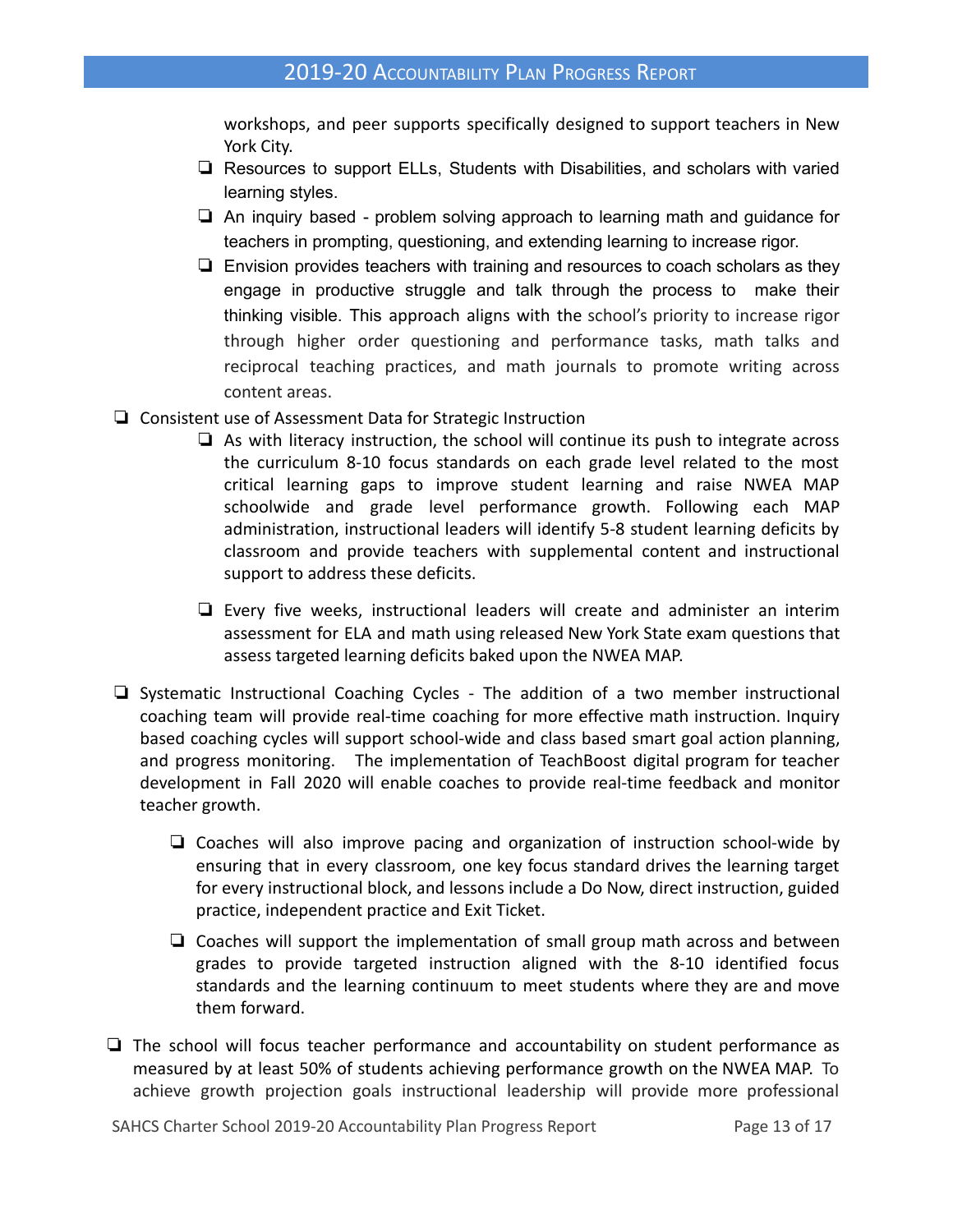workshops, and peer supports specifically designed to support teachers in New York City.

    - Resources to support ELLs, Students with Disabilities, and scholars with varied learning styles.
    - An inquiry based - problem solving approach to learning math and guidance for teachers in prompting, questioning, and extending learning to increase rigor.
    - Envision provides teachers with training and resources to coach scholars as they engage in productive struggle and talk through the process to make their thinking visible. This approach aligns with the school's priority to increase rigor through higher order questioning and performance tasks, math talks and reciprocal teaching practices, and math journals to promote writing across content areas.

- Consistent use of Assessment Data for Strategic Instruction
    - As with literacy instruction, the school will continue its push to integrate across the curriculum 8-10 focus standards on each grade level related to the most critical learning gaps to improve student learning and raise NWEA MAP schoolwide and grade level performance growth. Following each MAP administration, instructional leaders will identify 5-8 student learning deficits by classroom and provide teachers with supplemental content and instructional support to address these deficits.
    - Every five weeks, instructional leaders will create and administer an interim assessment for ELA and math using released New York State exam questions that assess targeted learning deficits baked upon the NWEA MAP.

- Systematic Instructional Coaching Cycles - The addition of a two member instructional coaching team will provide real-time coaching for more effective math instruction. Inquiry based coaching cycles will support school-wide and class based smart goal action planning, and progress monitoring. The implementation of TeachBoost digital program for teacher development in Fall 2020 will enable coaches to provide real-time feedback and monitor teacher growth.
    - Coaches will also improve pacing and organization of instruction school-wide by ensuring that in every classroom, one key focus standard drives the learning target for every instructional block, and lessons include a Do Now, direct instruction, guided practice, independent practice and Exit Ticket.
    - Coaches will support the implementation of small group math across and between grades to provide targeted instruction aligned with the 8-10 identified focus standards and the learning continuum to meet students where they are and move them forward.

- The school will focus teacher performance and accountability on student performance as measured by at least 50% of students achieving performance growth on the NWEA MAP. To achieve growth projection goals instructional leadership will provide more professional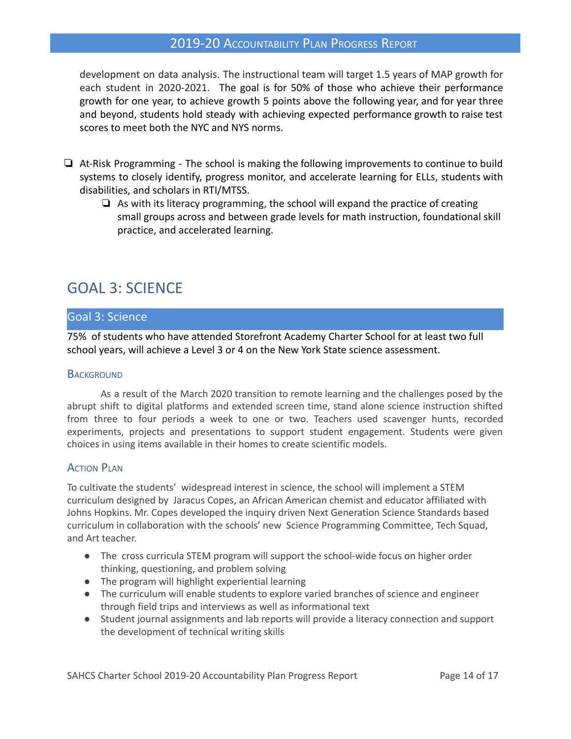development on data analysis. The instructional team will target 1.5 years of MAP growth for each student in 2020-2021. The goal is for 50% of those who achieve their performance growth for one year, to achieve growth 5 points above the following year, and for year three and beyond, students hold steady with achieving expected performance growth to raise test scores to meet both the NYC and NYS norms.

- At-Risk Programming - The school is making the following improvements to continue to build systems to closely identify, progress monitor, and accelerate learning for ELLs, students with disabilities, and scholars in RTI/MTSS.
  - As with its literacy programming, the school will expand the practice of creating small groups across and between grade levels for math instruction, foundational skill practice, and accelerated learning.

# GOAL 3: SCIENCE

## Goal 3: Science

75% of students who have attended Storefront Academy Charter School for at least two full school years, will achieve a Level 3 or 4 on the New York State science assessment.

### Background

As a result of the March 2020 transition to remote learning and the challenges posed by the abrupt shift to digital platforms and extended screen time, stand alone science instruction shifted from three to four periods a week to one or two. Teachers used scavenger hunts, recorded experiments, projects and presentations to support student engagement. Students were given choices in using items available in their homes to create scientific models.

### Action Plan

To cultivate the students' widespread interest in science, the school will implement a STEM curriculum designed by Jaracus Copes, an African American chemist and educator affiliated with Johns Hopkins. Mr. Copes developed the inquiry driven Next Generation Science Standards based curriculum in collaboration with the schools' new Science Programming Committee, Tech Squad, and Art teacher.

- The cross curricula STEM program will support the school-wide focus on higher order thinking, questioning, and problem solving
- The program will highlight experiential learning
- The curriculum will enable students to explore varied branches of science and engineer through field trips and interviews as well as informational text
- Student journal assignments and lab reports will provide a literacy connection and support the development of technical writing skills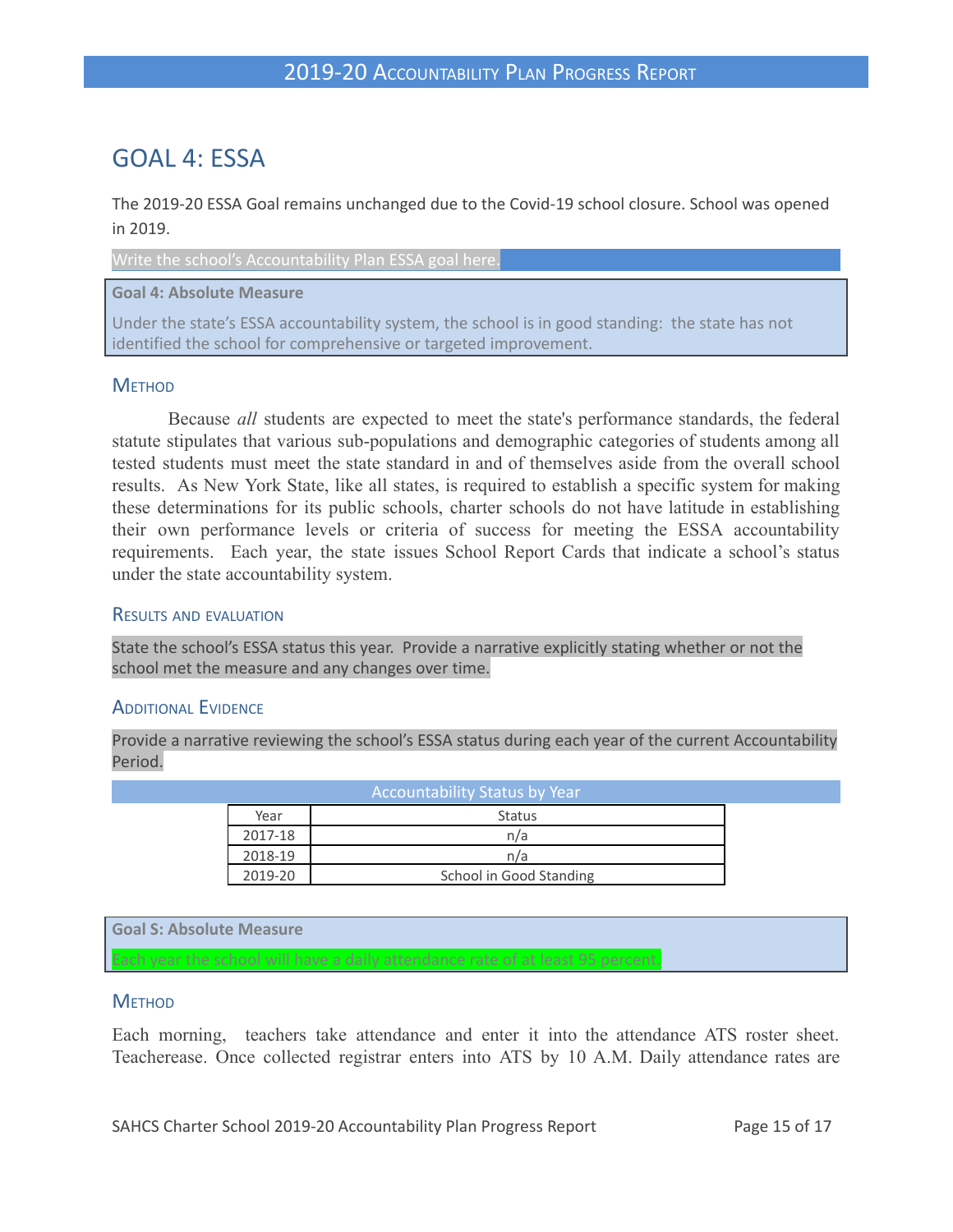# GOAL 4: ESSA

The 2019-20 ESSA Goal remains unchanged due to the Covid-19 school closure. School was opened in 2019.

Write the school's Accountability Plan ESSA goal here.

**Goal 4: Absolute Measure**

Under the state's ESSA accountability system, the school is in good standing: the state has not identified the school for comprehensive or targeted improvement.

## METHOD

Because *all* students are expected to meet the state's performance standards, the federal statute stipulates that various sub-populations and demographic categories of students among all tested students must meet the state standard in and of themselves aside from the overall school results. As New York State, like all states, is required to establish a specific system for making these determinations for its public schools, charter schools do not have latitude in establishing their own performance levels or criteria of success for meeting the ESSA accountability requirements. Each year, the state issues School Report Cards that indicate a school's status under the state accountability system.

## RESULTS AND EVALUATION

State the school's ESSA status this year. Provide a narrative explicitly stating whether or not the school met the measure and any changes over time.

## ADDITIONAL EVIDENCE

Provide a narrative reviewing the school's ESSA status during each year of the current Accountability Period.

Accountability Status by Year

| Year | Status |
|---|---|
| 2017-18 | n/a |
| 2018-19 | n/a |
| 2019-20 | School in Good Standing |

**Goal S: Absolute Measure**

Each year the school will have a daily attendance rate of at least 95 percent.

## METHOD

Each morning, teachers take attendance and enter it into the attendance ATS roster sheet. Teacherease. Once collected registrar enters into ATS by 10 A.M. Daily attendance rates are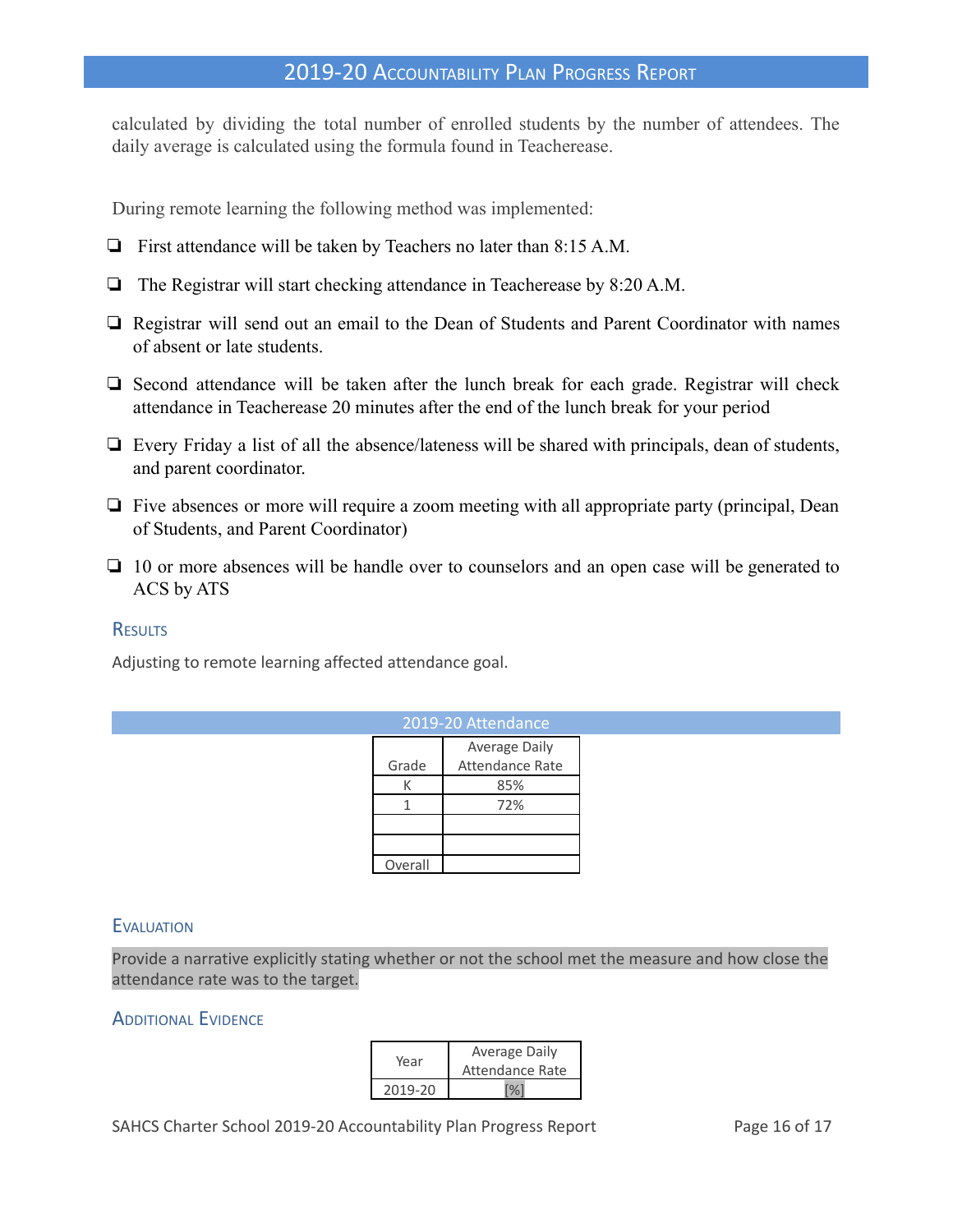calculated by dividing the total number of enrolled students by the number of attendees. The daily average is calculated using the formula found in Teacherease.

During remote learning the following method was implemented:

- ❏ First attendance will be taken by Teachers no later than 8:15 A.M.
- ❏ The Registrar will start checking attendance in Teacherease by 8:20 A.M.
- ❏ Registrar will send out an email to the Dean of Students and Parent Coordinator with names of absent or late students.
- ❏ Second attendance will be taken after the lunch break for each grade. Registrar will check attendance in Teacherease 20 minutes after the end of the lunch break for your period
- ❏ Every Friday a list of all the absence/lateness will be shared with principals, dean of students, and parent coordinator.
- ❏ Five absences or more will require a zoom meeting with all appropriate party (principal, Dean of Students, and Parent Coordinator)
- ❏ 10 or more absences will be handle over to counselors and an open case will be generated to ACS by ATS

### Results

Adjusting to remote learning affected attendance goal.

**2019-20 Attendance**

| Grade | Average Daily Attendance Rate |
|---|---|
| K | 85% |
| 1 | 72% |
| | |
| | |
| Overall | |

### Evaluation

Provide a narrative explicitly stating whether or not the school met the measure and how close the attendance rate was to the target.

### Additional Evidence

| Year | Average Daily Attendance Rate |
|---|---|
| 2019-20 | [%] |